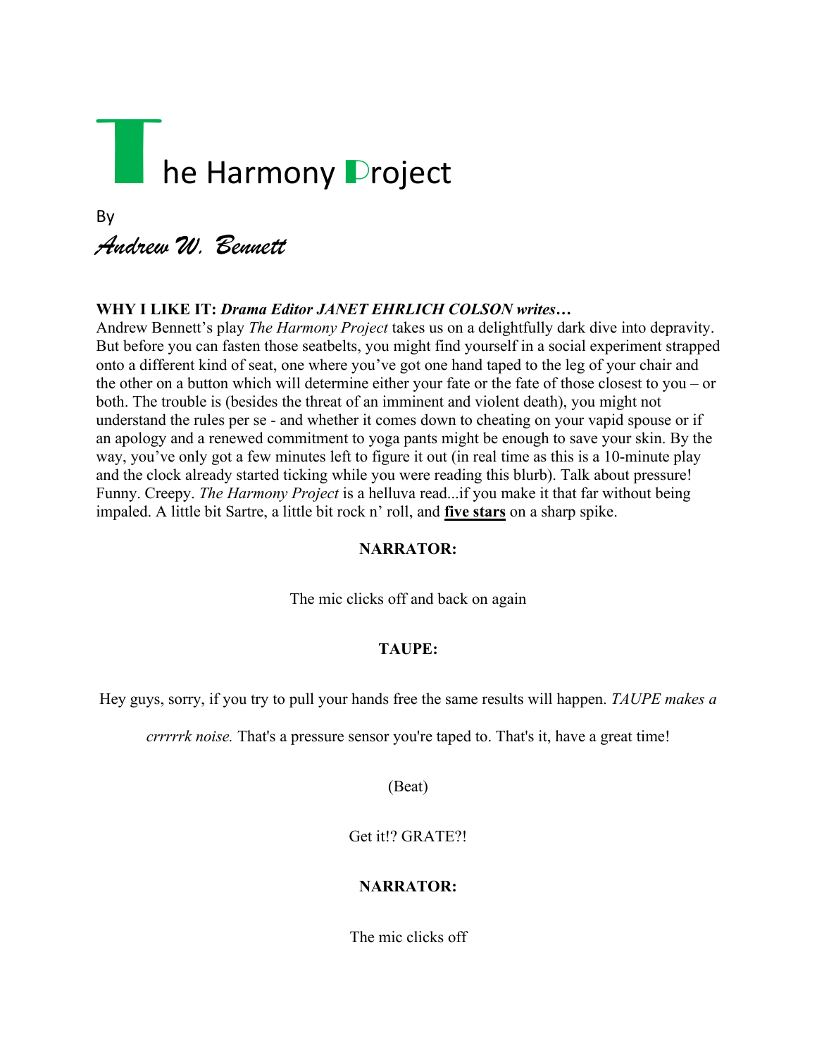# The Harmony Project

By

*Andrew W. Bennett*

**WHY I LIKE IT:** ***Drama Editor JANET EHRLICH COLSON writes…***
Andrew Bennett's play *The Harmony Project* takes us on a delightfully dark dive into depravity. But before you can fasten those seatbelts, you might find yourself in a social experiment strapped onto a different kind of seat, one where you've got one hand taped to the leg of your chair and the other on a button which will determine either your fate or the fate of those closest to you – or both. The trouble is (besides the threat of an imminent and violent death), you might not understand the rules per se - and whether it comes down to cheating on your vapid spouse or if an apology and a renewed commitment to yoga pants might be enough to save your skin. By the way, you've only got a few minutes left to figure it out (in real time as this is a 10-minute play and the clock already started ticking while you were reading this blurb). Talk about pressure! Funny. Creepy. *The Harmony Project* is a helluva read...if you make it that far without being impaled. A little bit Sartre, a little bit rock n' roll, and **five stars** on a sharp spike.

**NARRATOR:**

The mic clicks off and back on again

**TAUPE:**

Hey guys, sorry, if you try to pull your hands free the same results will happen. *TAUPE makes a crrrrrk noise.* That's a pressure sensor you're taped to. That's it, have a great time!

(Beat)

Get it!? GRATE?!

**NARRATOR:**

The mic clicks off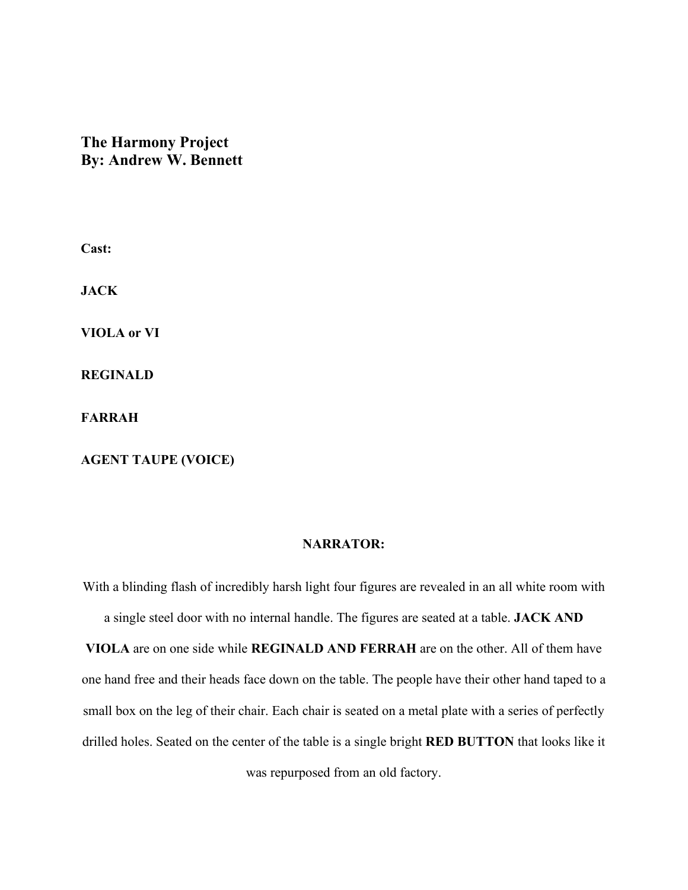**The Harmony Project**
**By: Andrew W. Bennett**

**Cast:**

**JACK**

**VIOLA or VI**

**REGINALD**

**FARRAH**

**AGENT TAUPE (VOICE)**

**NARRATOR:**

With a blinding flash of incredibly harsh light four figures are revealed in an all white room with a single steel door with no internal handle. The figures are seated at a table. **JACK AND VIOLA** are on one side while **REGINALD AND FERRAH** are on the other. All of them have one hand free and their heads face down on the table. The people have their other hand taped to a small box on the leg of their chair. Each chair is seated on a metal plate with a series of perfectly drilled holes. Seated on the center of the table is a single bright **RED BUTTON** that looks like it was repurposed from an old factory.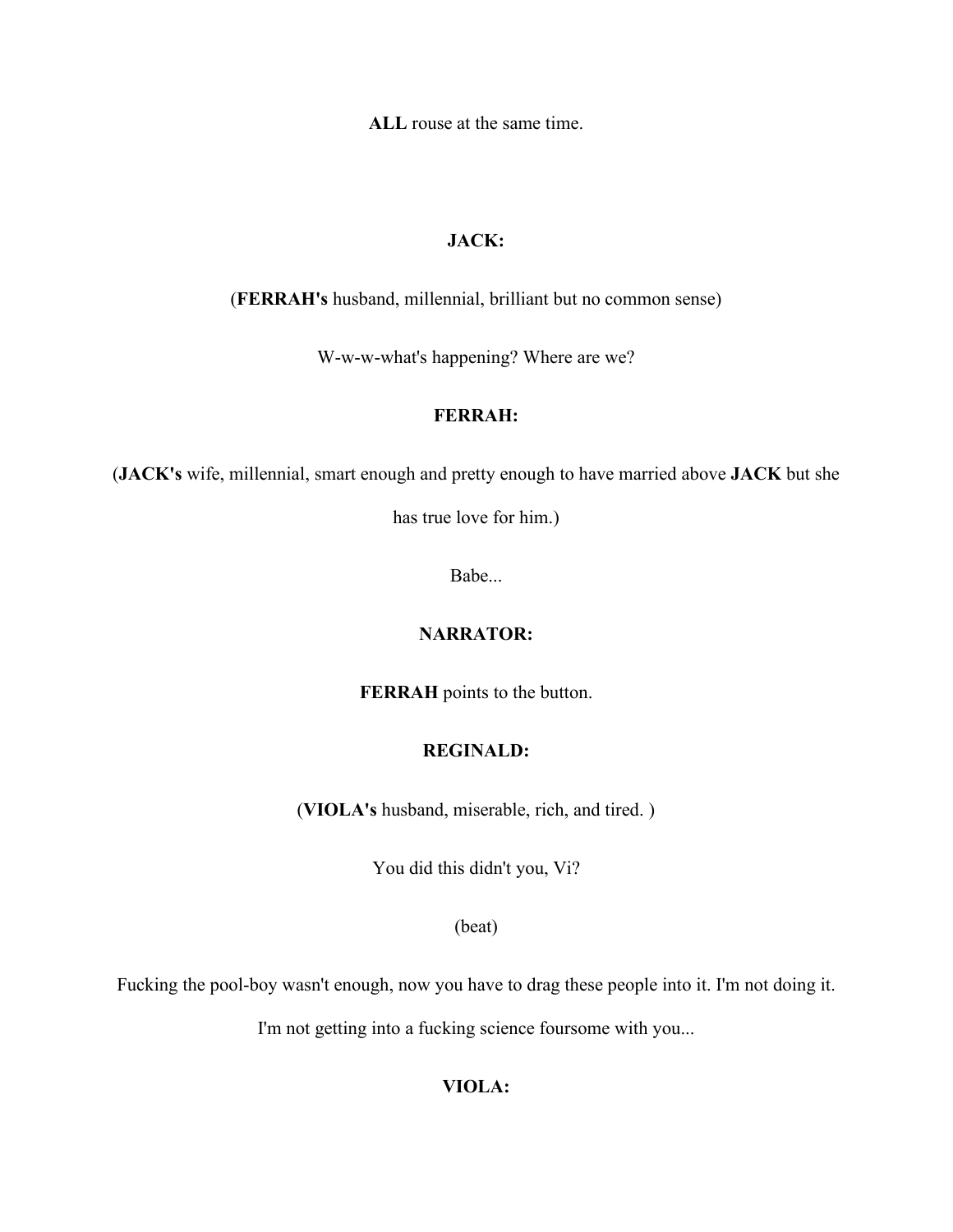**ALL** rouse at the same time.

**JACK:**

(**FERRAH's** husband, millennial, brilliant but no common sense)

W-w-w-what's happening? Where are we?

**FERRAH:**

(**JACK's** wife, millennial, smart enough and pretty enough to have married above **JACK** but she has true love for him.)

Babe...

**NARRATOR:**

**FERRAH** points to the button.

**REGINALD:**

(**VIOLA's** husband, miserable, rich, and tired. )

You did this didn't you, Vi?

(beat)

Fucking the pool-boy wasn't enough, now you have to drag these people into it. I'm not doing it. I'm not getting into a fucking science foursome with you...

**VIOLA:**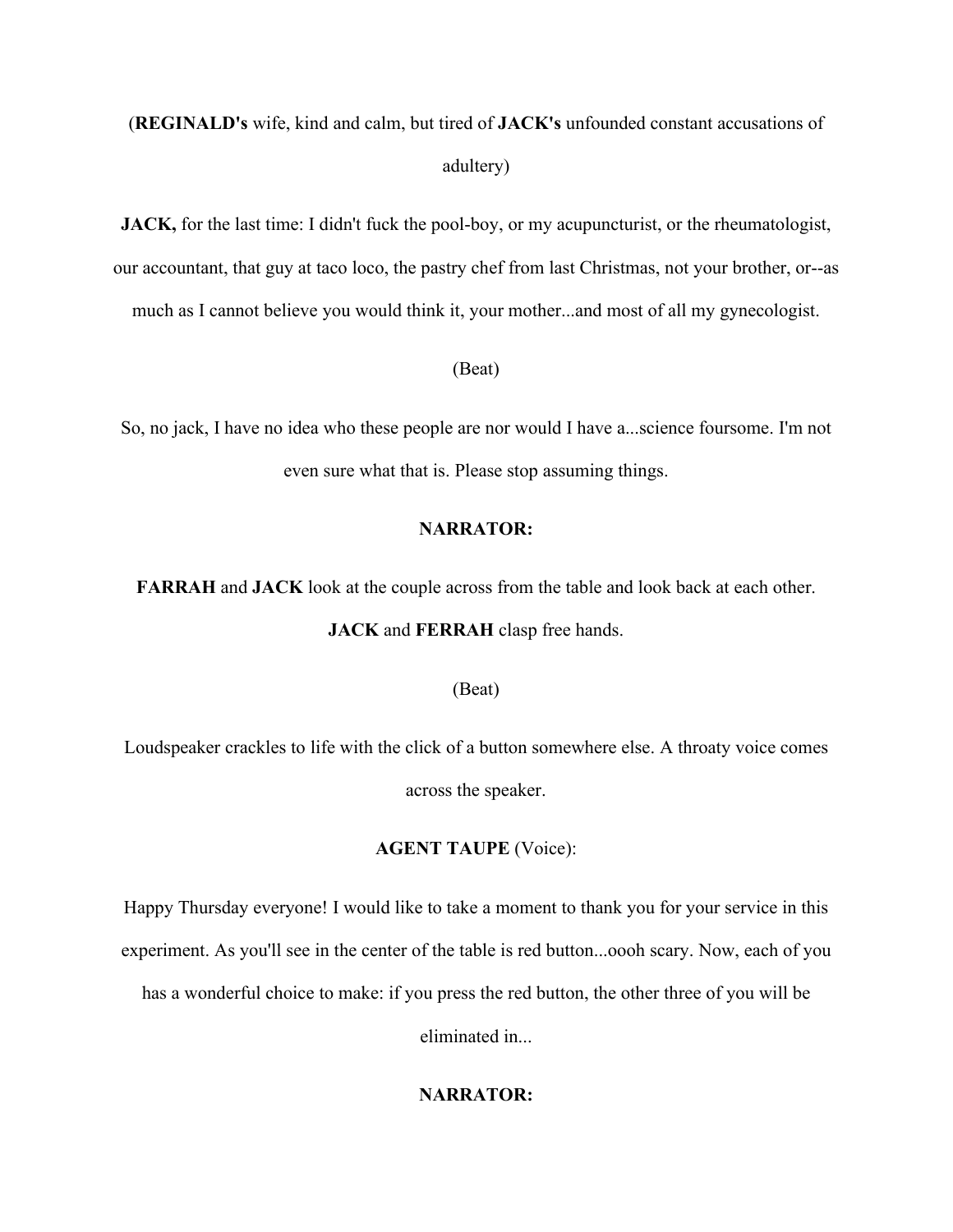(**REGINALD's** wife, kind and calm, but tired of **JACK's** unfounded constant accusations of adultery)

**JACK,** for the last time: I didn't fuck the pool-boy, or my acupuncturist, or the rheumatologist, our accountant, that guy at taco loco, the pastry chef from last Christmas, not your brother, or--as much as I cannot believe you would think it, your mother...and most of all my gynecologist.

(Beat)

So, no jack, I have no idea who these people are nor would I have a...science foursome. I'm not even sure what that is. Please stop assuming things.

**NARRATOR:**

**FARRAH** and **JACK** look at the couple across from the table and look back at each other. **JACK** and **FERRAH** clasp free hands.

(Beat)

Loudspeaker crackles to life with the click of a button somewhere else. A throaty voice comes across the speaker.

**AGENT TAUPE** (Voice):

Happy Thursday everyone! I would like to take a moment to thank you for your service in this experiment. As you'll see in the center of the table is red button...oooh scary. Now, each of you has a wonderful choice to make: if you press the red button, the other three of you will be eliminated in...

**NARRATOR:**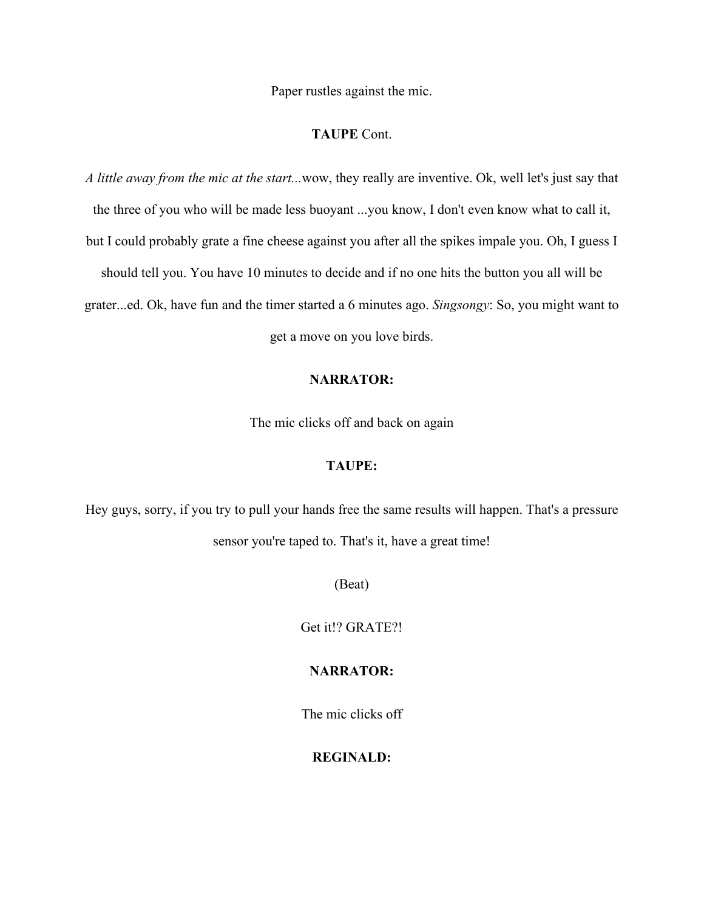Paper rustles against the mic.

**TAUPE** Cont.

*A little away from the mic at the start...*wow, they really are inventive. Ok, well let's just say that the three of you who will be made less buoyant ...you know, I don't even know what to call it, but I could probably grate a fine cheese against you after all the spikes impale you. Oh, I guess I should tell you. You have 10 minutes to decide and if no one hits the button you all will be grater...ed. Ok, have fun and the timer started a 6 minutes ago. *Singsongy*: So, you might want to get a move on you love birds.

**NARRATOR:**

The mic clicks off and back on again

**TAUPE:**

Hey guys, sorry, if you try to pull your hands free the same results will happen. That's a pressure sensor you're taped to. That's it, have a great time!

(Beat)

Get it!? GRATE?!

**NARRATOR:**

The mic clicks off

**REGINALD:**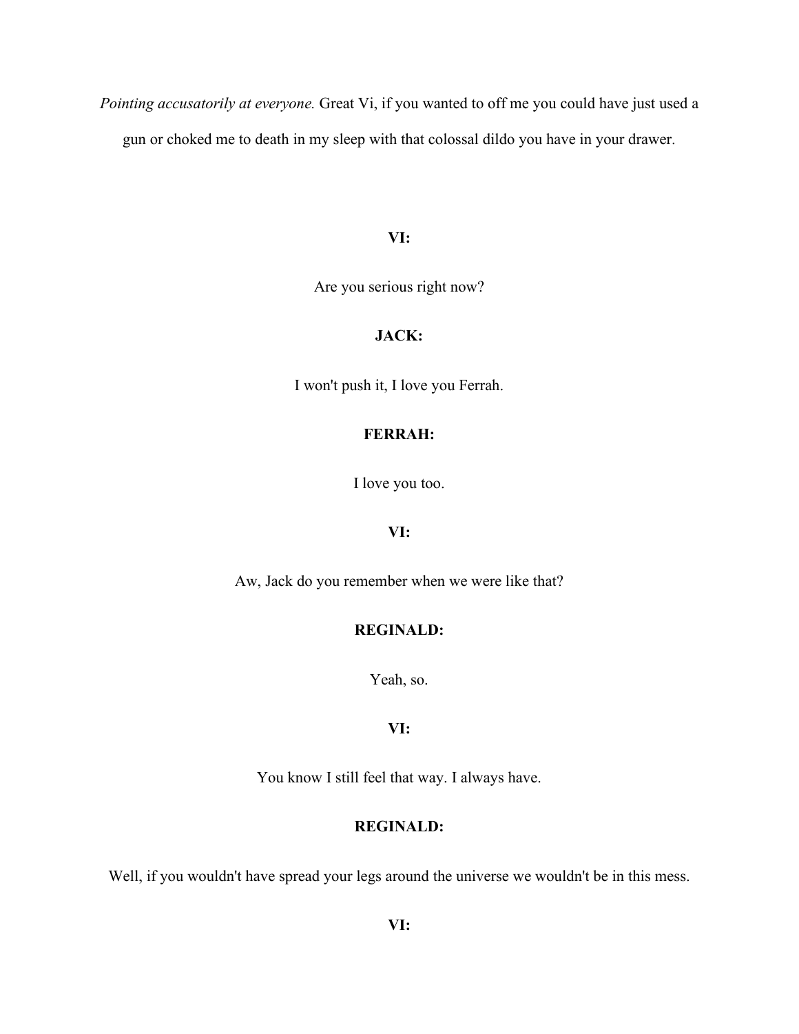*Pointing accusatorily at everyone.* Great Vi, if you wanted to off me you could have just used a gun or choked me to death in my sleep with that colossal dildo you have in your drawer.

**VI:**

Are you serious right now?

**JACK:**

I won't push it, I love you Ferrah.

**FERRAH:**

I love you too.

**VI:**

Aw, Jack do you remember when we were like that?

**REGINALD:**

Yeah, so.

**VI:**

You know I still feel that way. I always have.

**REGINALD:**

Well, if you wouldn't have spread your legs around the universe we wouldn't be in this mess.

**VI:**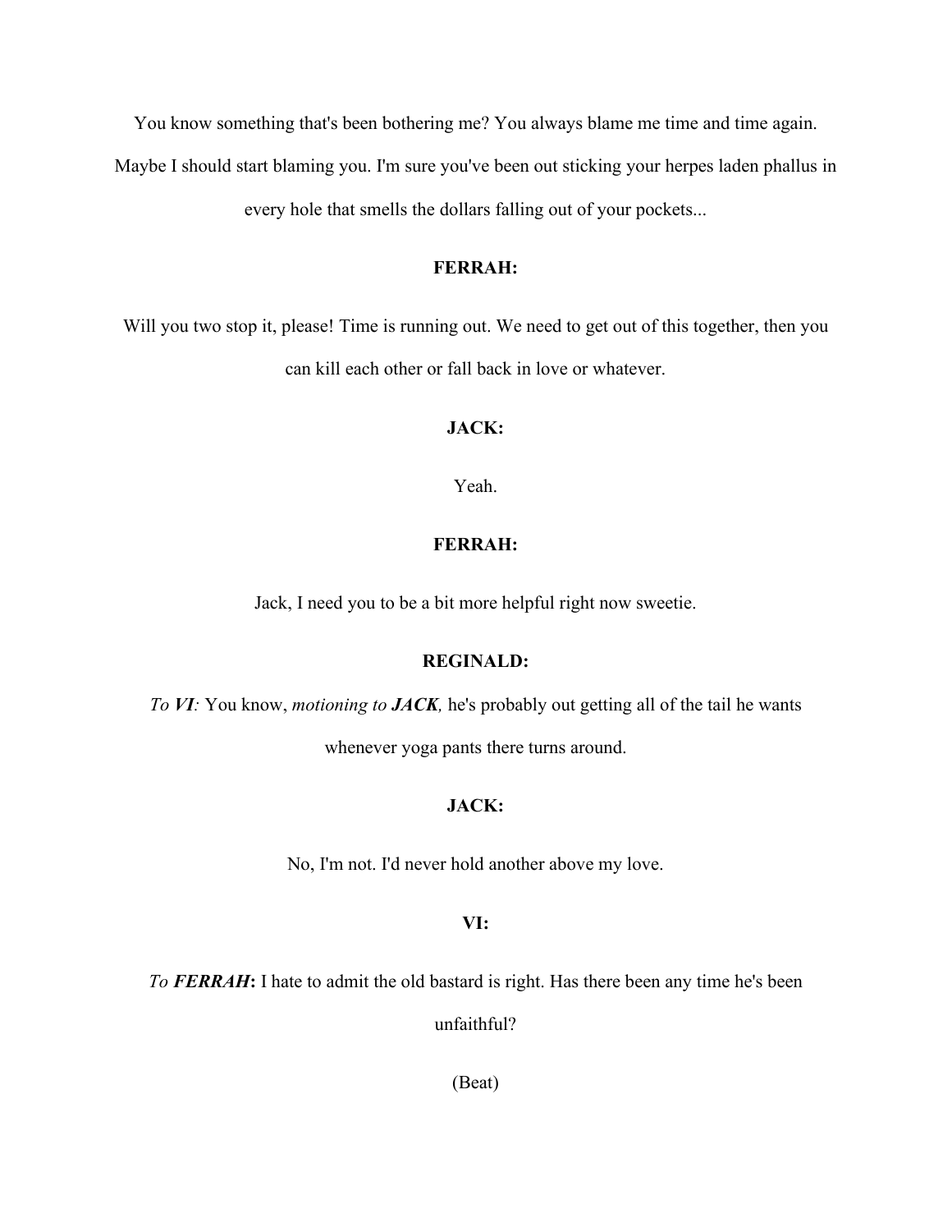You know something that's been bothering me? You always blame me time and time again. Maybe I should start blaming you. I'm sure you've been out sticking your herpes laden phallus in every hole that smells the dollars falling out of your pockets...

**FERRAH:**

Will you two stop it, please! Time is running out. We need to get out of this together, then you can kill each other or fall back in love or whatever.

**JACK:**

Yeah.

**FERRAH:**

Jack, I need you to be a bit more helpful right now sweetie.

**REGINALD:**

*To **VI**:* You know, *motioning to **JACK**,* he's probably out getting all of the tail he wants whenever yoga pants there turns around.

**JACK:**

No, I'm not. I'd never hold another above my love.

**VI:**

*To **FERRAH***: I hate to admit the old bastard is right. Has there been any time he's been unfaithful?

(Beat)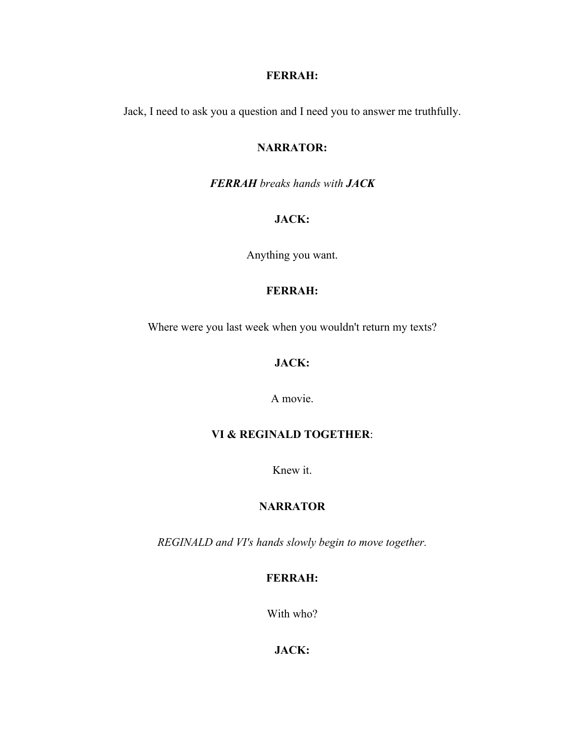**FERRAH:**

Jack, I need to ask you a question and I need you to answer me truthfully.

**NARRATOR:**

***FERRAH*** *breaks hands with* ***JACK***

**JACK:**

Anything you want.

**FERRAH:**

Where were you last week when you wouldn't return my texts?

**JACK:**

A movie.

**VI & REGINALD TOGETHER**:

Knew it.

**NARRATOR**

*REGINALD and VI's hands slowly begin to move together.*

**FERRAH:**

With who?

**JACK:**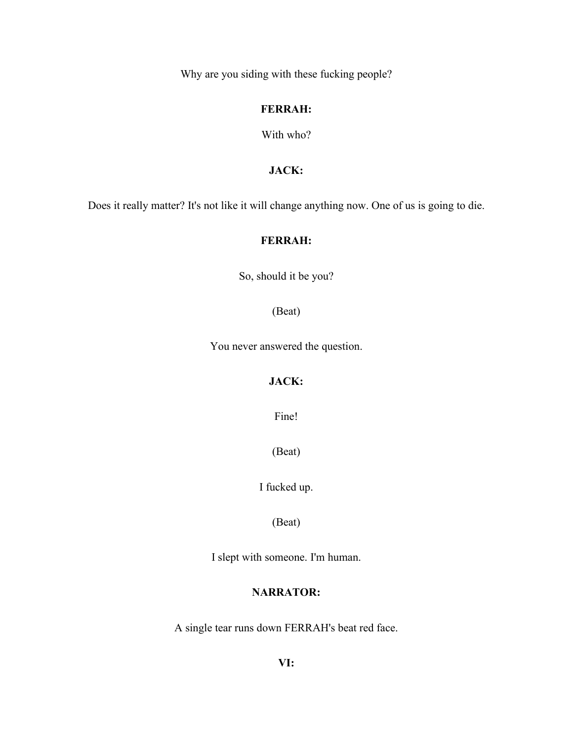Why are you siding with these fucking people?

**FERRAH:**

With who?

**JACK:**

Does it really matter? It's not like it will change anything now. One of us is going to die.

**FERRAH:**

So, should it be you?

(Beat)

You never answered the question.

**JACK:**

Fine!

(Beat)

I fucked up.

(Beat)

I slept with someone. I'm human.

**NARRATOR:**

A single tear runs down FERRAH's beat red face.

**VI:**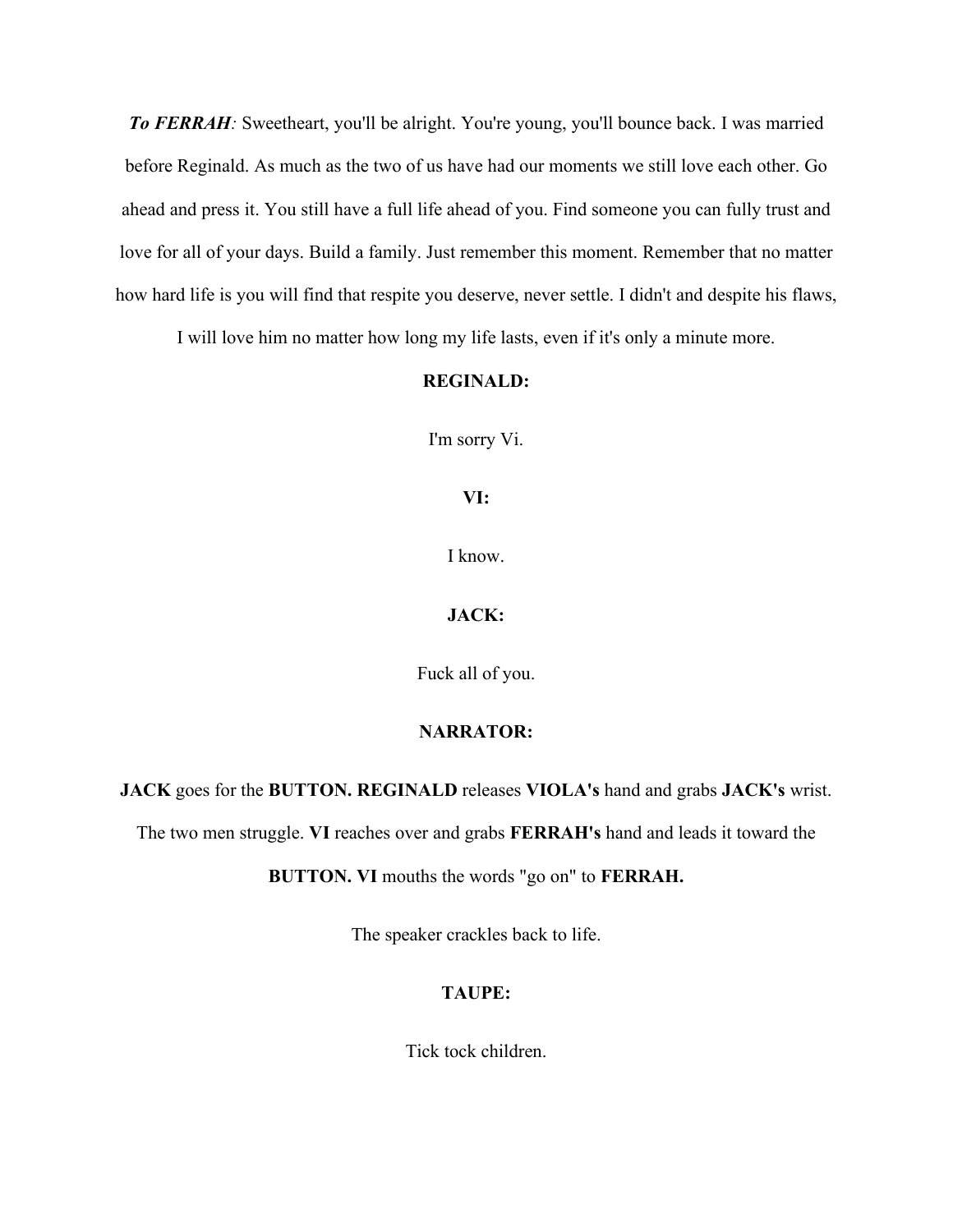***To FERRAH**:* Sweetheart, you'll be alright. You're young, you'll bounce back. I was married before Reginald. As much as the two of us have had our moments we still love each other. Go ahead and press it. You still have a full life ahead of you. Find someone you can fully trust and love for all of your days. Build a family. Just remember this moment. Remember that no matter how hard life is you will find that respite you deserve, never settle. I didn't and despite his flaws, I will love him no matter how long my life lasts, even if it's only a minute more.

**REGINALD:**

I'm sorry Vi.

**VI:**

I know.

**JACK:**

Fuck all of you.

**NARRATOR:**

**JACK** goes for the **BUTTON. REGINALD** releases **VIOLA's** hand and grabs **JACK's** wrist. The two men struggle. **VI** reaches over and grabs **FERRAH's** hand and leads it toward the **BUTTON. VI** mouths the words "go on" to **FERRAH.**

The speaker crackles back to life.

**TAUPE:**

Tick tock children.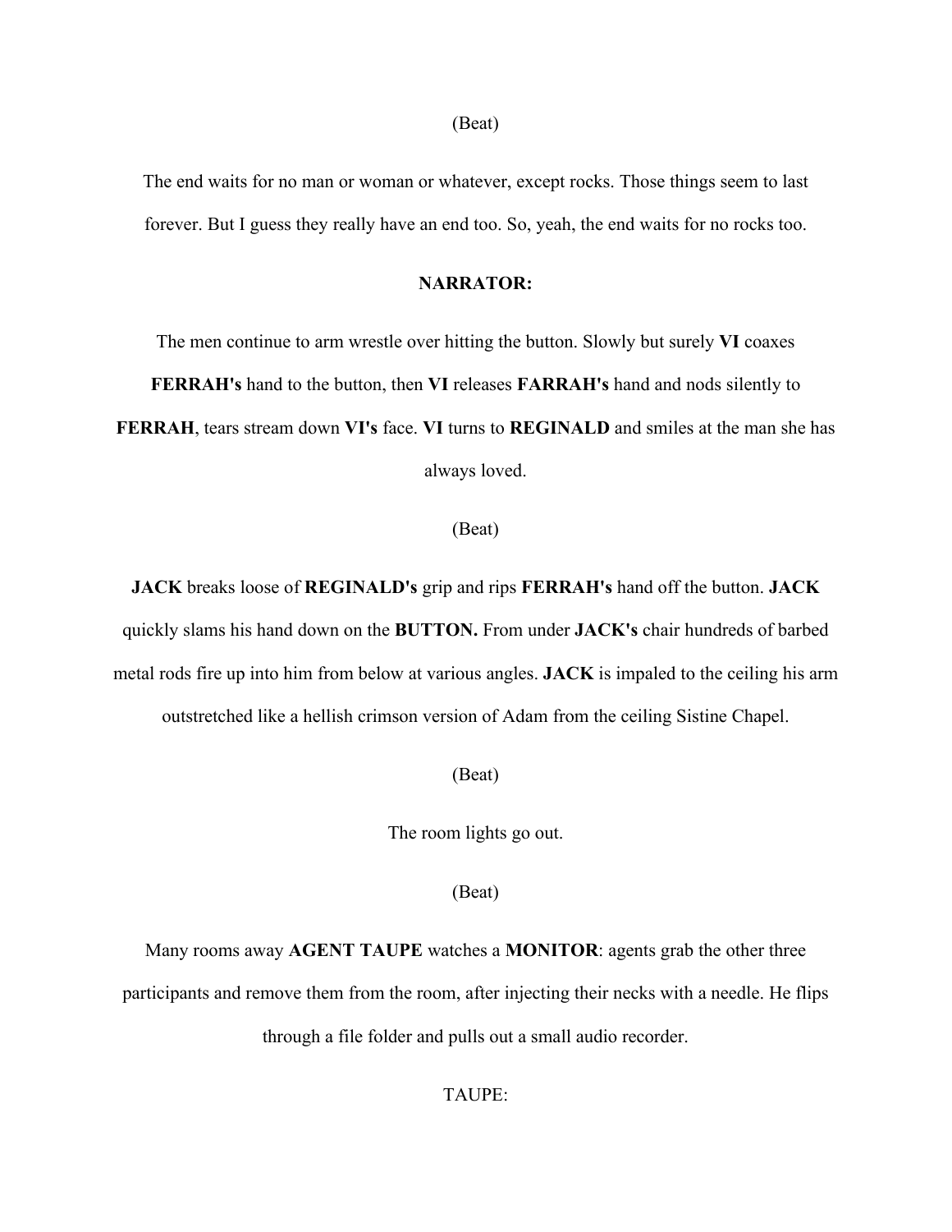(Beat)

The end waits for no man or woman or whatever, except rocks. Those things seem to last forever. But I guess they really have an end too. So, yeah, the end waits for no rocks too.

**NARRATOR:**

The men continue to arm wrestle over hitting the button. Slowly but surely **VI** coaxes **FERRAH's** hand to the button, then **VI** releases **FARRAH's** hand and nods silently to **FERRAH**, tears stream down **VI's** face. **VI** turns to **REGINALD** and smiles at the man she has always loved.

(Beat)

**JACK** breaks loose of **REGINALD's** grip and rips **FERRAH's** hand off the button. **JACK** quickly slams his hand down on the **BUTTON.** From under **JACK's** chair hundreds of barbed metal rods fire up into him from below at various angles. **JACK** is impaled to the ceiling his arm outstretched like a hellish crimson version of Adam from the ceiling Sistine Chapel.

(Beat)

The room lights go out.

(Beat)

Many rooms away **AGENT TAUPE** watches a **MONITOR**: agents grab the other three participants and remove them from the room, after injecting their necks with a needle. He flips through a file folder and pulls out a small audio recorder.

TAUPE: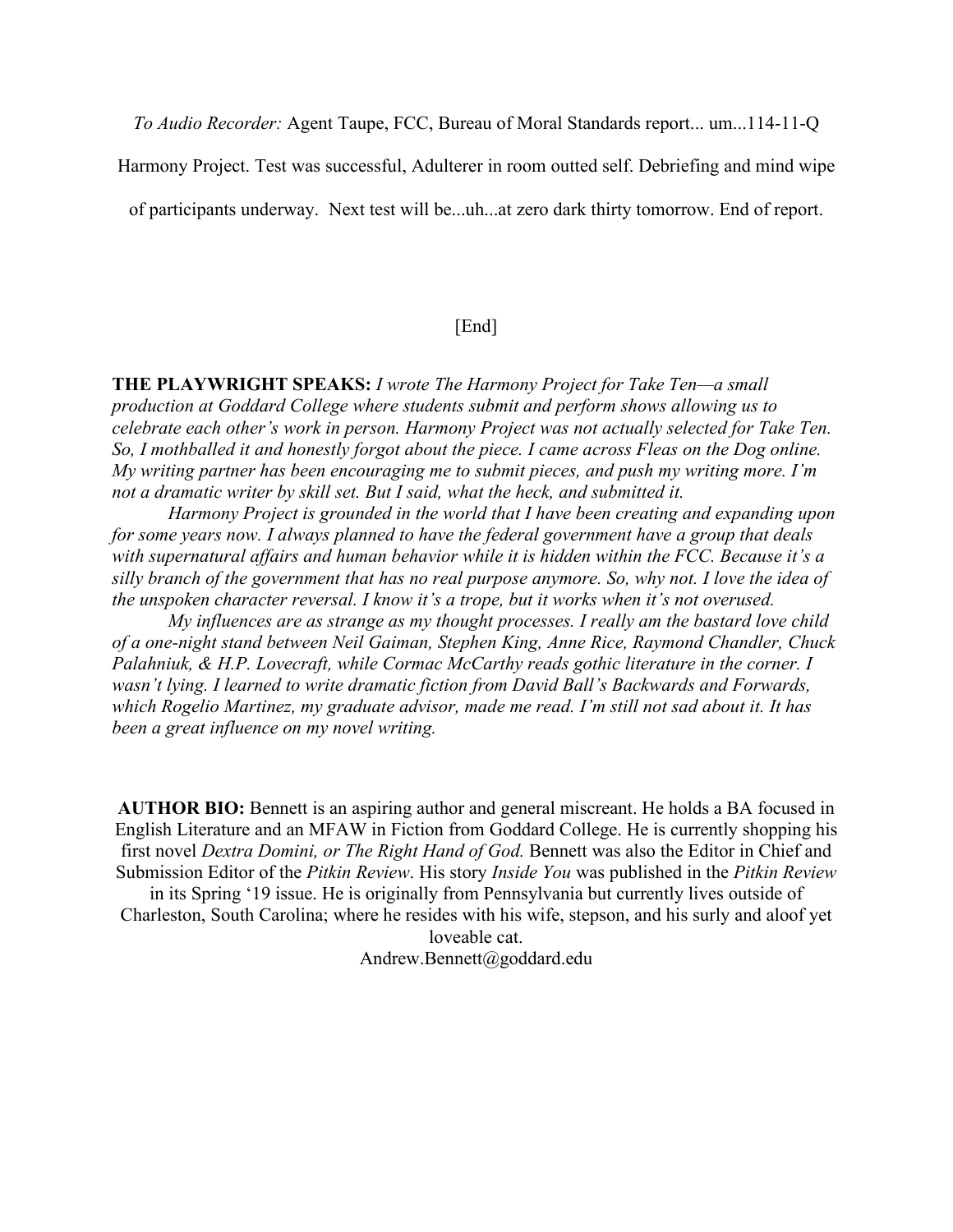*To Audio Recorder:* Agent Taupe, FCC, Bureau of Moral Standards report... um...114-11-Q Harmony Project. Test was successful, Adulterer in room outted self. Debriefing and mind wipe of participants underway. Next test will be...uh...at zero dark thirty tomorrow. End of report.

[End]

**THE PLAYWRIGHT SPEAKS:** *I wrote The Harmony Project for Take Ten—a small production at Goddard College where students submit and perform shows allowing us to celebrate each other's work in person. Harmony Project was not actually selected for Take Ten. So, I mothballed it and honestly forgot about the piece. I came across Fleas on the Dog online. My writing partner has been encouraging me to submit pieces, and push my writing more. I'm not a dramatic writer by skill set. But I said, what the heck, and submitted it.*

*Harmony Project is grounded in the world that I have been creating and expanding upon for some years now. I always planned to have the federal government have a group that deals with supernatural affairs and human behavior while it is hidden within the FCC. Because it's a silly branch of the government that has no real purpose anymore. So, why not. I love the idea of the unspoken character reversal. I know it's a trope, but it works when it's not overused.*

*My influences are as strange as my thought processes. I really am the bastard love child of a one-night stand between Neil Gaiman, Stephen King, Anne Rice, Raymond Chandler, Chuck Palahniuk, & H.P. Lovecraft, while Cormac McCarthy reads gothic literature in the corner. I wasn't lying. I learned to write dramatic fiction from David Ball's Backwards and Forwards, which Rogelio Martinez, my graduate advisor, made me read. I'm still not sad about it. It has been a great influence on my novel writing.*

**AUTHOR BIO:** Bennett is an aspiring author and general miscreant. He holds a BA focused in English Literature and an MFAW in Fiction from Goddard College. He is currently shopping his first novel *Dextra Domini, or The Right Hand of God.* Bennett was also the Editor in Chief and Submission Editor of the *Pitkin Review*. His story *Inside You* was published in the *Pitkin Review* in its Spring '19 issue. He is originally from Pennsylvania but currently lives outside of Charleston, South Carolina; where he resides with his wife, stepson, and his surly and aloof yet loveable cat.

Andrew.Bennett@goddard.edu